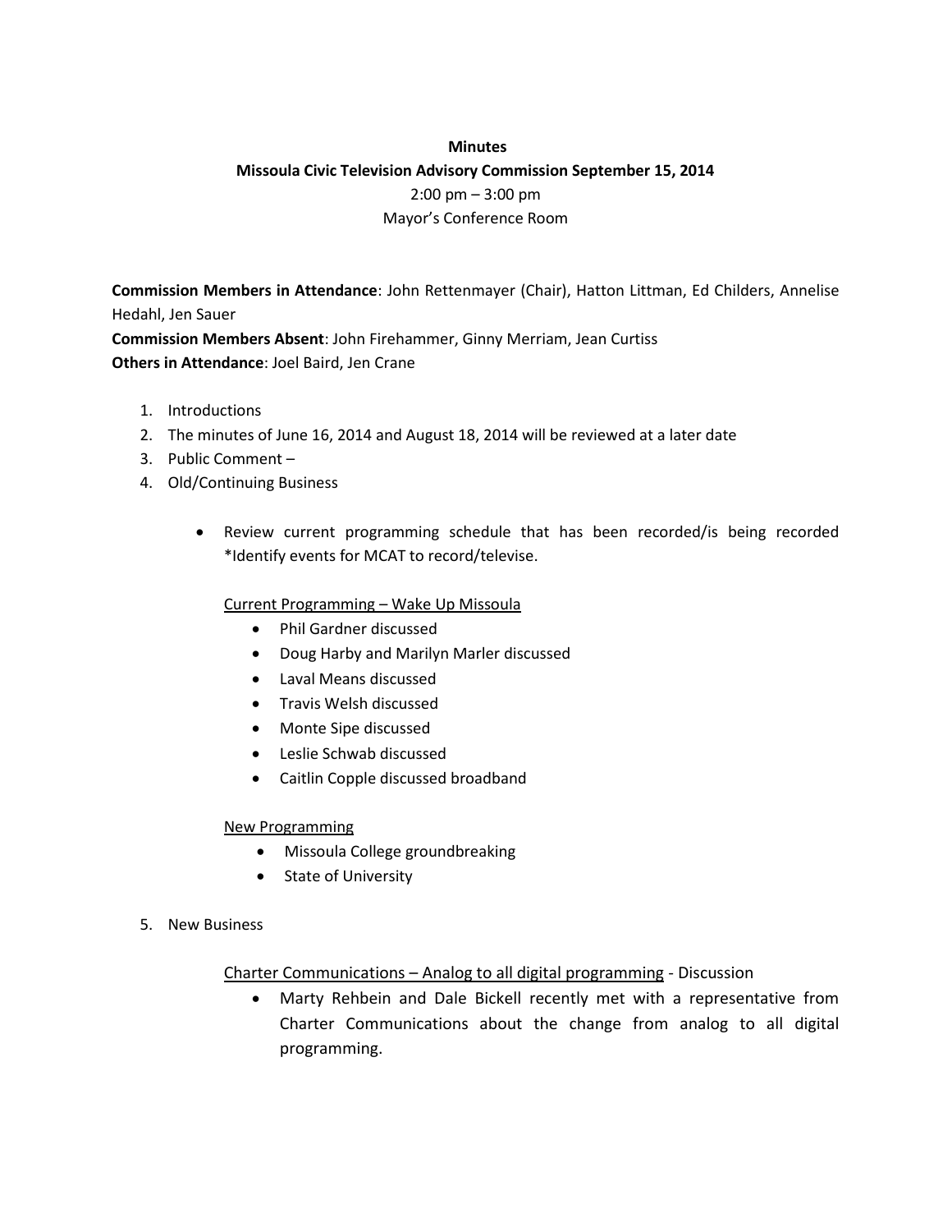**Minutes**

**Missoula Civic Television Advisory Commission September 15, 2014**

2:00 pm – 3:00 pm

Mayor's Conference Room

**Commission Members in Attendance**: John Rettenmayer (Chair), Hatton Littman, Ed Childers, Annelise Hedahl, Jen Sauer

**Commission Members Absent**: John Firehammer, Ginny Merriam, Jean Curtiss

**Others in Attendance**: Joel Baird, Jen Crane

1. Introductions
2. The minutes of June 16, 2014 and August 18, 2014 will be reviewed at a later date
3. Public Comment –
4. Old/Continuing Business

    - Review current programming schedule that has been recorded/is being recorded *Identify events for MCAT to record/televise.

      Current Programming – Wake Up Missoula

      - Phil Gardner discussed
      - Doug Harby and Marilyn Marler discussed
      - Laval Means discussed
      - Travis Welsh discussed
      - Monte Sipe discussed
      - Leslie Schwab discussed
      - Caitlin Copple discussed broadband

      New Programming

      - Missoula College groundbreaking
      - State of University

5. New Business

    Charter Communications – Analog to all digital programming - Discussion

    - Marty Rehbein and Dale Bickell recently met with a representative from Charter Communications about the change from analog to all digital programming.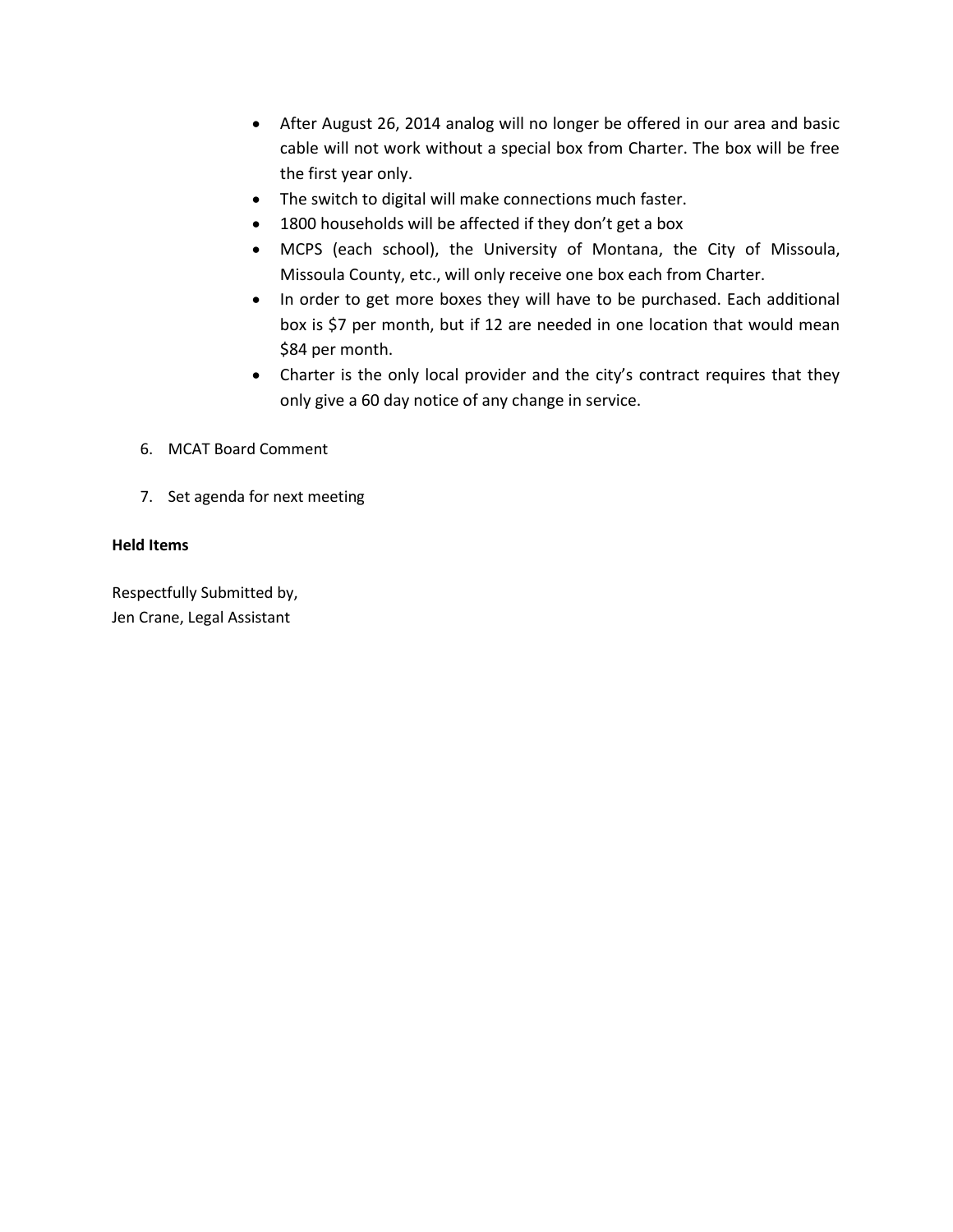- After August 26, 2014 analog will no longer be offered in our area and basic cable will not work without a special box from Charter. The box will be free the first year only.
- The switch to digital will make connections much faster.
- 1800 households will be affected if they don't get a box
- MCPS (each school), the University of Montana, the City of Missoula, Missoula County, etc., will only receive one box each from Charter.
- In order to get more boxes they will have to be purchased. Each additional box is $7 per month, but if 12 are needed in one location that would mean $84 per month.
- Charter is the only local provider and the city's contract requires that they only give a 60 day notice of any change in service.

6. MCAT Board Comment

7. Set agenda for next meeting

**Held Items**

Respectfully Submitted by,
Jen Crane, Legal Assistant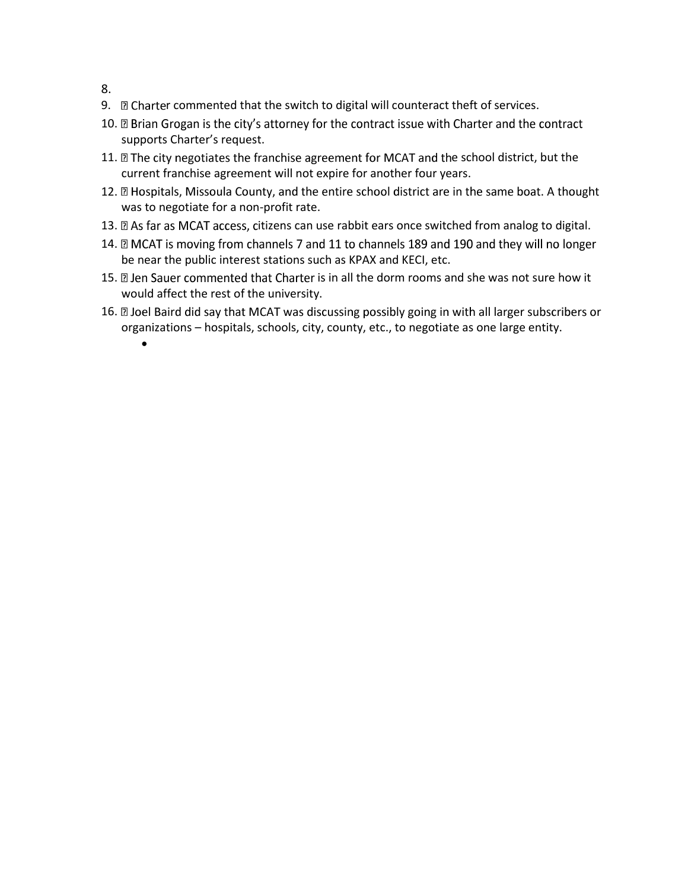8.
9. Charter commented that the switch to digital will counteract theft of services.
10. Brian Grogan is the city's attorney for the contract issue with Charter and the contract supports Charter's request.
11. The city negotiates the franchise agreement for MCAT and the school district, but the current franchise agreement will not expire for another four years.
12. Hospitals, Missoula County, and the entire school district are in the same boat. A thought was to negotiate for a non-profit rate.
13. As far as MCAT access, citizens can use rabbit ears once switched from analog to digital.
14. MCAT is moving from channels 7 and 11 to channels 189 and 190 and they will no longer be near the public interest stations such as KPAX and KECI, etc.
15. Jen Sauer commented that Charter is in all the dorm rooms and she was not sure how it would affect the rest of the university.
16. Joel Baird did say that MCAT was discussing possibly going in with all larger subscribers or organizations – hospitals, schools, city, county, etc., to negotiate as one large entity.
    -